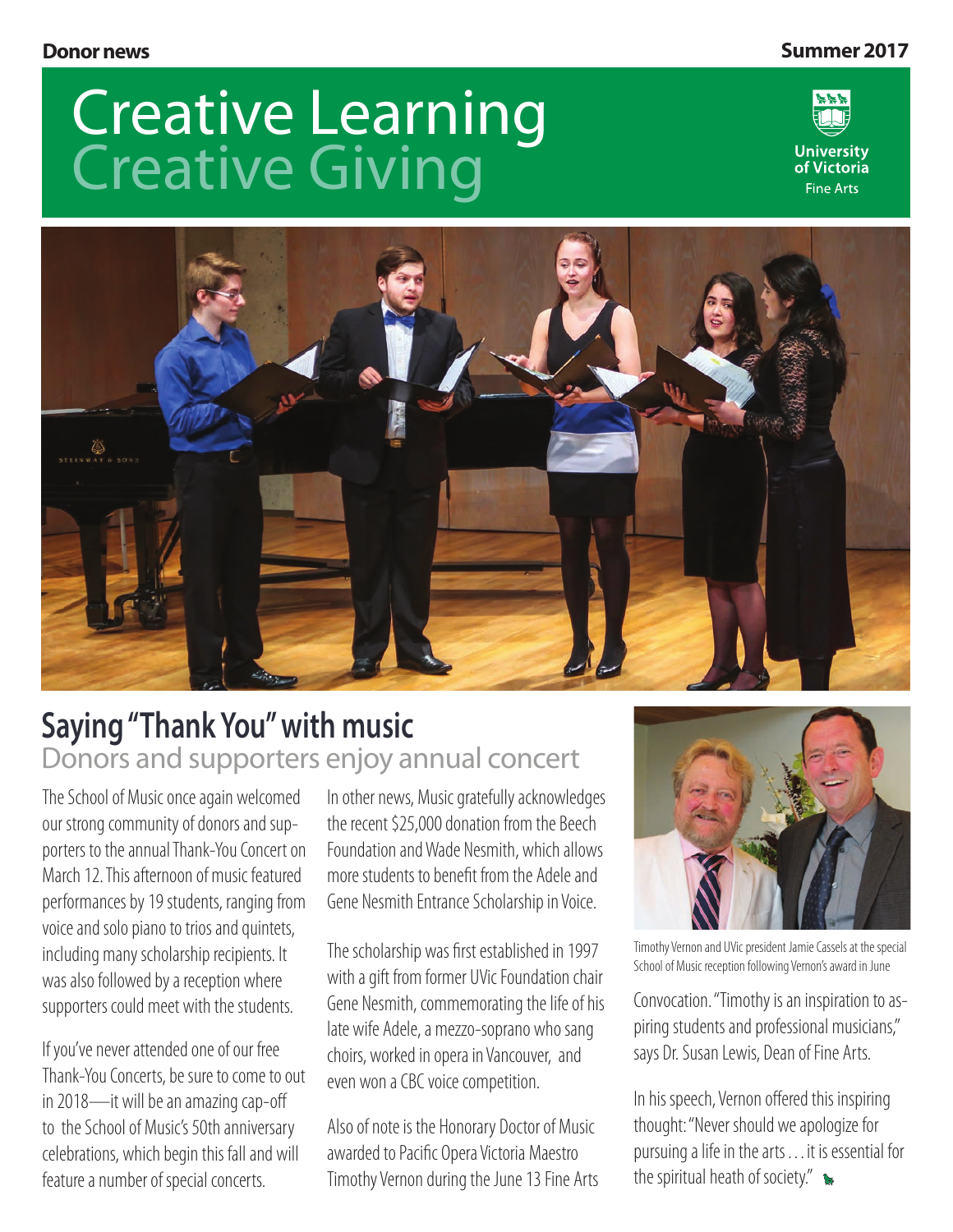**Donor news** **Summer 2017**

# Creative Learning
# Creative Giving

University of Victoria
Fine Arts

## Saying "Thank You" with music

### Donors and supporters enjoy annual concert

The School of Music once again welcomed our strong community of donors and supporters to the annual Thank-You Concert on March 12. This afternoon of music featured performances by 19 students, ranging from voice and solo piano to trios and quintets, including many scholarship recipients. It was also followed by a reception where supporters could meet with the students.

If you've never attended one of our free Thank-You Concerts, be sure to come to out in 2018—it will be an amazing cap-off to the School of Music's 50th anniversary celebrations, which begin this fall and will feature a number of special concerts.

In other news, Music gratefully acknowledges the recent $25,000 donation from the Beech Foundation and Wade Nesmith, which allows more students to benefit from the Adele and Gene Nesmith Entrance Scholarship in Voice.

The scholarship was first established in 1997 with a gift from former UVic Foundation chair Gene Nesmith, commemorating the life of his late wife Adele, a mezzo-soprano who sang choirs, worked in opera in Vancouver, and even won a CBC voice competition.

Also of note is the Honorary Doctor of Music awarded to Pacific Opera Victoria Maestro Timothy Vernon during the June 13 Fine Arts Convocation. "Timothy is an inspiration to aspiring students and professional musicians," says Dr. Susan Lewis, Dean of Fine Arts.

Timothy Vernon and UVic president Jamie Cassels at the special School of Music reception following Vernon's award in June

In his speech, Vernon offered this inspiring thought: "Never should we apologize for pursuing a life in the arts . . . it is essential for the spiritual heath of society."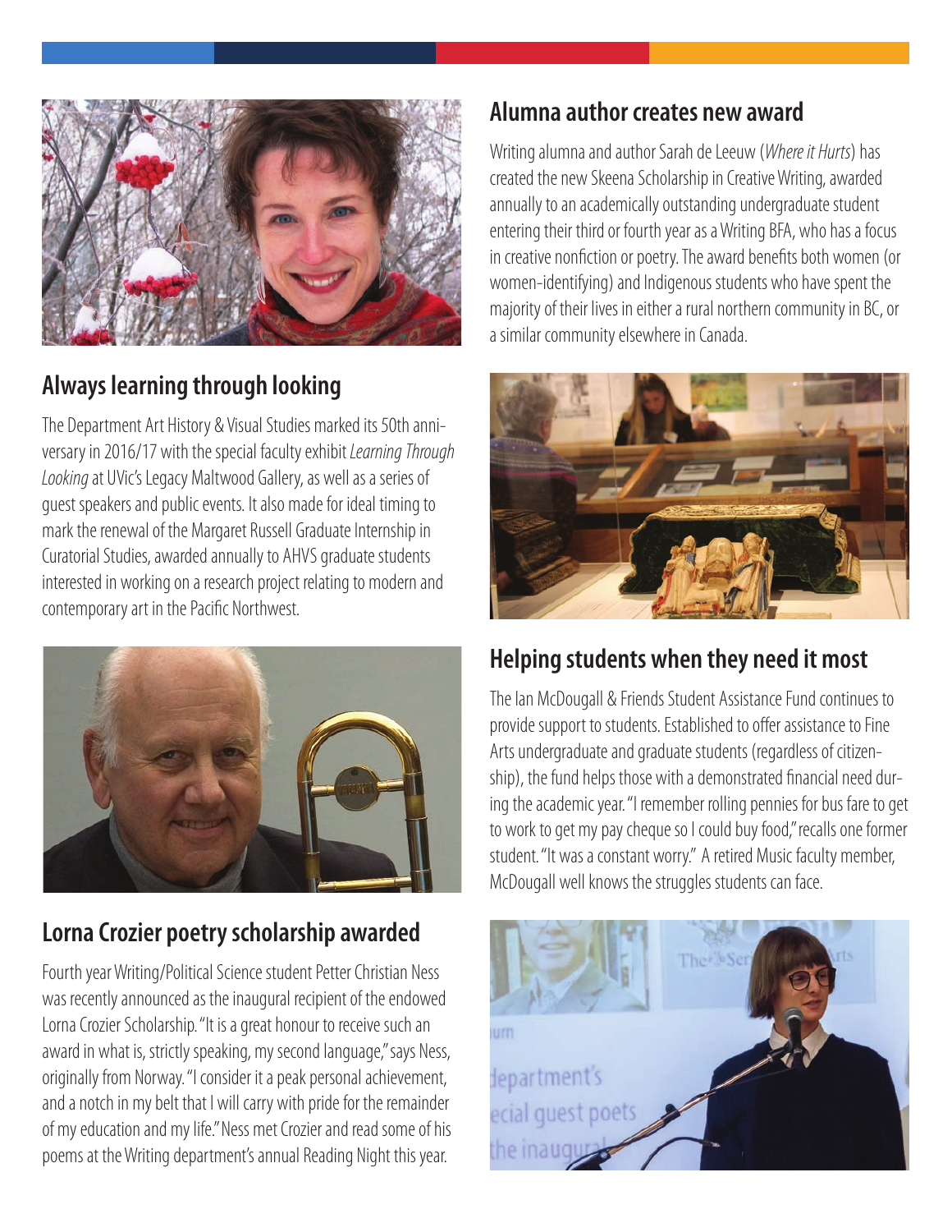## Alumna author creates new award

Writing alumna and author Sarah de Leeuw (*Where it Hurts*) has created the new Skeena Scholarship in Creative Writing, awarded annually to an academically outstanding undergraduate student entering their third or fourth year as a Writing BFA, who has a focus in creative nonfiction or poetry. The award benefits both women (or women-identifying) and Indigenous students who have spent the majority of their lives in either a rural northern community in BC, or a similar community elsewhere in Canada.

## Always learning through looking

The Department Art History & Visual Studies marked its 50th anniversary in 2016/17 with the special faculty exhibit *Learning Through Looking* at UVic's Legacy Maltwood Gallery, as well as a series of guest speakers and public events. It also made for ideal timing to mark the renewal of the Margaret Russell Graduate Internship in Curatorial Studies, awarded annually to AHVS graduate students interested in working on a research project relating to modern and contemporary art in the Pacific Northwest.

## Helping students when they need it most

The Ian McDougall & Friends Student Assistance Fund continues to provide support to students. Established to offer assistance to Fine Arts undergraduate and graduate students (regardless of citizenship), the fund helps those with a demonstrated financial need during the academic year. "I remember rolling pennies for bus fare to get to work to get my pay cheque so I could buy food," recalls one former student. "It was a constant worry." A retired Music faculty member, McDougall well knows the struggles students can face.

## Lorna Crozier poetry scholarship awarded

Fourth year Writing/Political Science student Petter Christian Ness was recently announced as the inaugural recipient of the endowed Lorna Crozier Scholarship. "It is a great honour to receive such an award in what is, strictly speaking, my second language," says Ness, originally from Norway. "I consider it a peak personal achievement, and a notch in my belt that I will carry with pride for the remainder of my education and my life." Ness met Crozier and read some of his poems at the Writing department's annual Reading Night this year.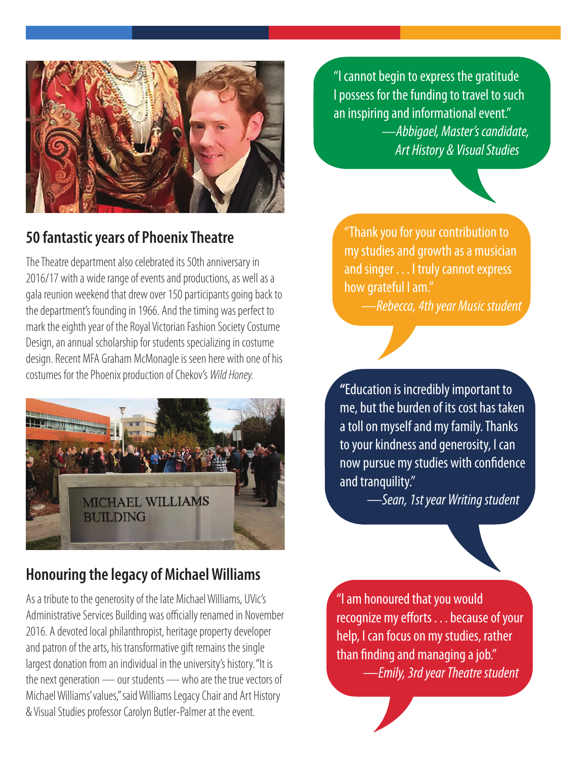## 50 fantastic years of Phoenix Theatre

The Theatre department also celebrated its 50th anniversary in 2016/17 with a wide range of events and productions, as well as a gala reunion weekend that drew over 150 participants going back to the department's founding in 1966. And the timing was perfect to mark the eighth year of the Royal Victorian Fashion Society Costume Design, an annual scholarship for students specializing in costume design. Recent MFA Graham McMonagle is seen here with one of his costumes for the Phoenix production of Chekov's *Wild Honey*.

## Honouring the legacy of Michael Williams

As a tribute to the generosity of the late Michael Williams, UVic's Administrative Services Building was officially renamed in November 2016. A devoted local philanthropist, heritage property developer and patron of the arts, his transformative gift remains the single largest donation from an individual in the university's history. "It is the next generation — our students — who are the true vectors of Michael Williams' values," said Williams Legacy Chair and Art History & Visual Studies professor Carolyn Butler-Palmer at the event.

"I cannot begin to express the gratitude I possess for the funding to travel to such an inspiring and informational event."
*—Abbigael, Master's candidate, Art History & Visual Studies*

"Thank you for your contribution to my studies and growth as a musician and singer . . . I truly cannot express how grateful I am."
*—Rebecca, 4th year Music student*

"Education is incredibly important to me, but the burden of its cost has taken a toll on myself and my family. Thanks to your kindness and generosity, I can now pursue my studies with confidence and tranquility."
*—Sean, 1st year Writing student*

"I am honoured that you would recognize my efforts . . . because of your help, I can focus on my studies, rather than finding and managing a job."
*—Emily, 3rd year Theatre student*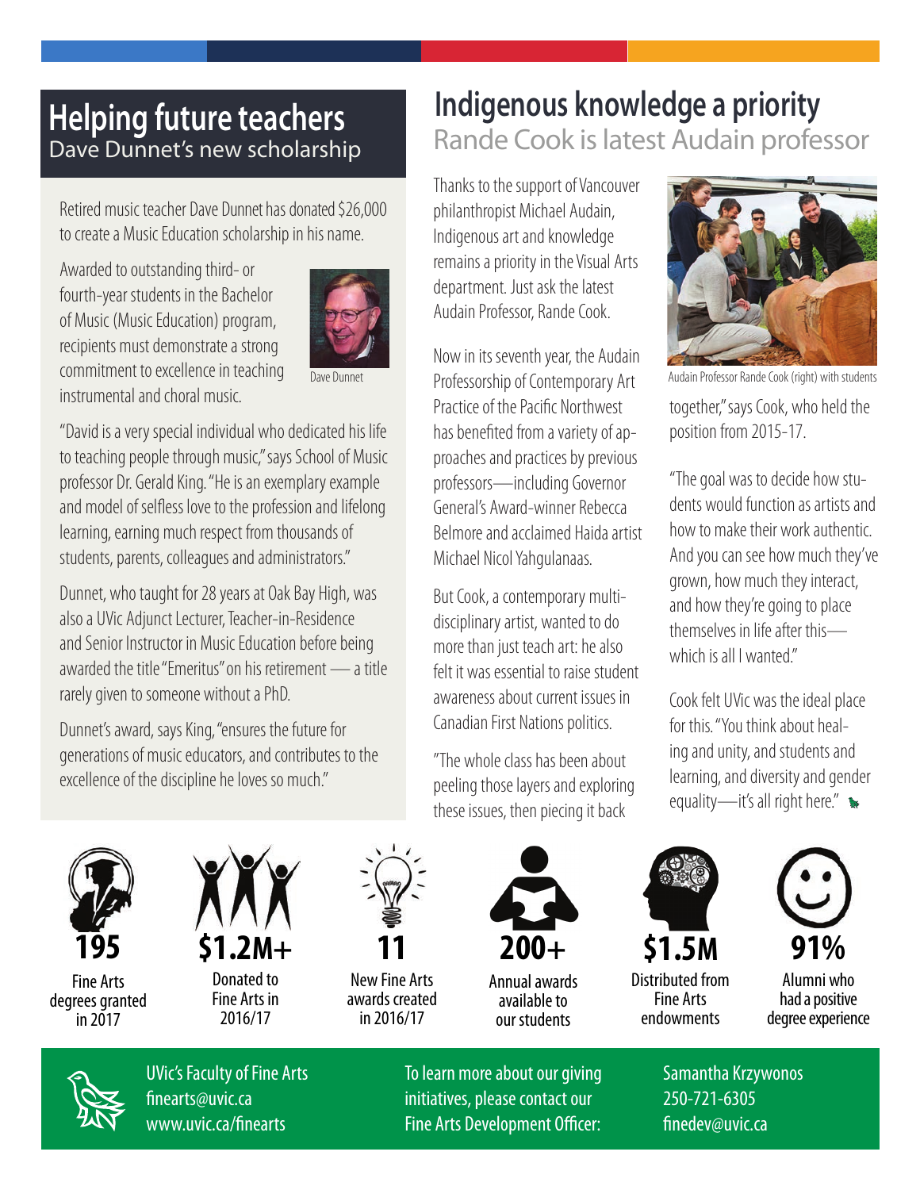## Helping future teachers

### Dave Dunnet's new scholarship

Retired music teacher Dave Dunnet has donated $26,000 to create a Music Education scholarship in his name.

Awarded to outstanding third- or fourth-year students in the Bachelor of Music (Music Education) program, recipients must demonstrate a strong commitment to excellence in teaching instrumental and choral music.

Dave Dunnet

"David is a very special individual who dedicated his life to teaching people through music," says School of Music professor Dr. Gerald King. "He is an exemplary example and model of selfless love to the profession and lifelong learning, earning much respect from thousands of students, parents, colleagues and administrators."

Dunnet, who taught for 28 years at Oak Bay High, was also a UVic Adjunct Lecturer, Teacher-in-Residence and Senior Instructor in Music Education before being awarded the title "Emeritus" on his retirement — a title rarely given to someone without a PhD.

Dunnet's award, says King, "ensures the future for generations of music educators, and contributes to the excellence of the discipline he loves so much."

## Indigenous knowledge a priority

### Rande Cook is latest Audain professor

Thanks to the support of Vancouver philanthropist Michael Audain, Indigenous art and knowledge remains a priority in the Visual Arts department. Just ask the latest Audain Professor, Rande Cook.

Now in its seventh year, the Audain Professorship of Contemporary Art Practice of the Pacific Northwest has benefited from a variety of approaches and practices by previous professors—including Governor General's Award-winner Rebecca Belmore and acclaimed Haida artist Michael Nicol Yahgulanaas.

But Cook, a contemporary multi-disciplinary artist, wanted to do more than just teach art: he also felt it was essential to raise student awareness about current issues in Canadian First Nations politics.

"The whole class has been about peeling those layers and exploring these issues, then piecing it back together," says Cook, who held the position from 2015-17.

Audain Professor Rande Cook (right) with students

"The goal was to decide how students would function as artists and how to make their work authentic. And you can see how much they've grown, how much they interact, and how they're going to place themselves in life after this—which is all I wanted."

Cook felt UVic was the ideal place for this. "You think about healing and unity, and students and learning, and diversity and gender equality—it's all right here."

**195**
Fine Arts degrees granted in 2017

**$1.2M+**
Donated to Fine Arts in 2016/17

**11**
New Fine Arts awards created in 2016/17

**200+**
Annual awards available to our students

**$1.5M**
Distributed from Fine Arts endowments

**91%**
Alumni who had a positive degree experience

UVic's Faculty of Fine Arts
finearts@uvic.ca
www.uvic.ca/finearts

To learn more about our giving initiatives, please contact our Fine Arts Development Officer:

Samantha Krzywonos
250-721-6305
finedev@uvic.ca